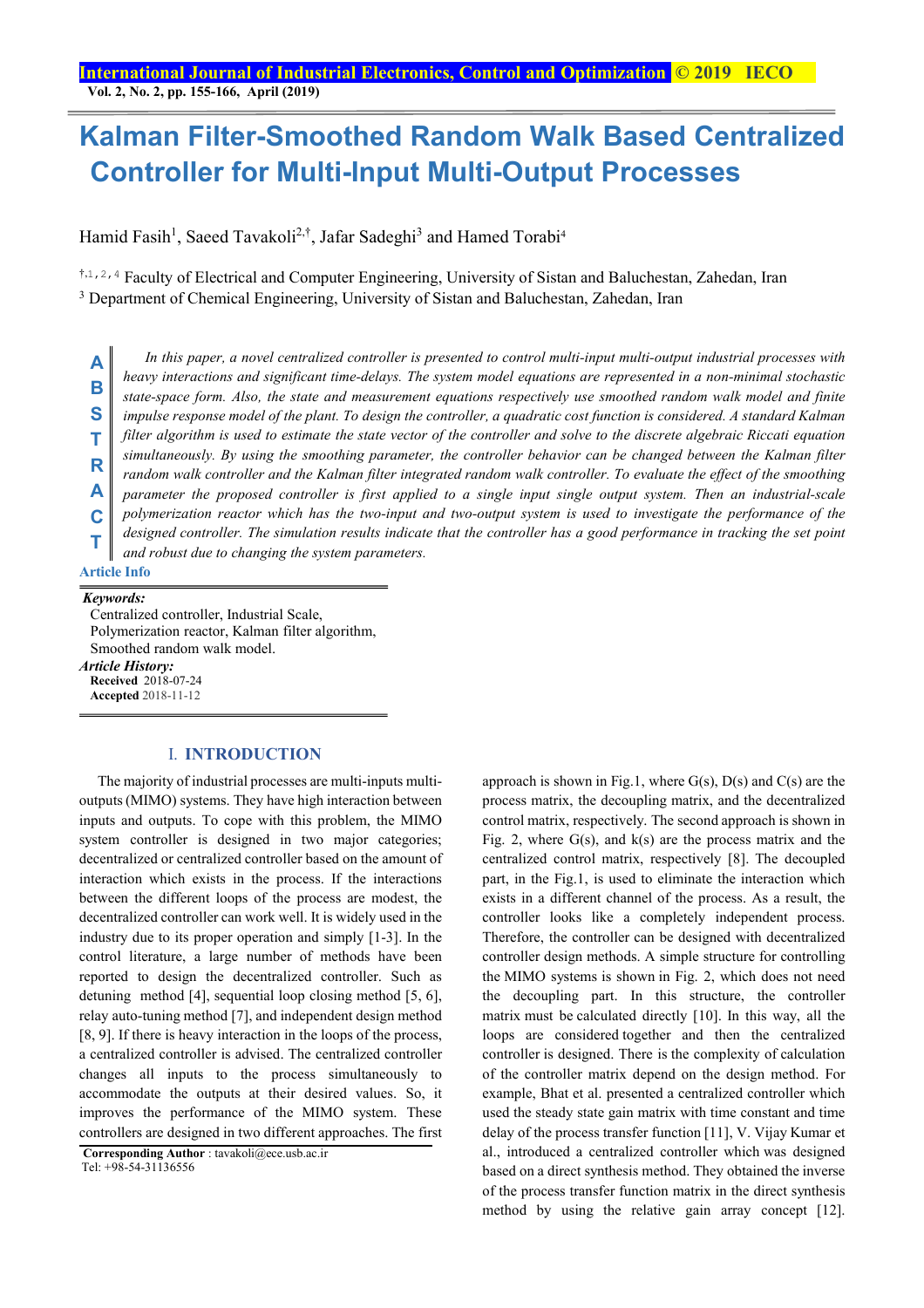# Kalman Filter-Smoothed Random Walk Based Centralized Controller for Multi-Input Multi-Output Processes

Hamid Fasih[1], Saeed Tavakoli[2,†], Jafar Sadeghi[3] and Hamed Torabi[4]

[†,1,2,4] Faculty of Electrical and Computer Engineering, University of Sistan and Baluchestan, Zahedan, Iran

[3] Department of Chemical Engineering, University of Sistan and Baluchestan, Zahedan, Iran

**ABSTRACT**

*In this paper, a novel centralized controller is presented to control multi-input multi-output industrial processes with heavy interactions and significant time-delays. The system model equations are represented in a non-minimal stochastic state-space form. Also, the state and measurement equations respectively use smoothed random walk model and finite impulse response model of the plant. To design the controller, a quadratic cost function is considered. A standard Kalman filter algorithm is used to estimate the state vector of the controller and solve to the discrete algebraic Riccati equation simultaneously. By using the smoothing parameter, the controller behavior can be changed between the Kalman filter random walk controller and the Kalman filter integrated random walk controller. To evaluate the effect of the smoothing parameter the proposed controller is first applied to a single input single output system. Then an industrial-scale polymerization reactor which has the two-input and two-output system is used to investigate the performance of the designed controller. The simulation results indicate that the controller has a good performance in tracking the set point and robust due to changing the system parameters.*

**Article Info**

***Keywords:***
Centralized controller, Industrial Scale, Polymerization reactor, Kalman filter algorithm, Smoothed random walk model.

***Article History:***
**Received** 2018-07-24
**Accepted** 2018-11-12

## I. INTRODUCTION

The majority of industrial processes are multi-inputs multi-outputs (MIMO) systems. They have high interaction between inputs and outputs. To cope with this problem, the MIMO system controller is designed in two major categories; decentralized or centralized controller based on the amount of interaction which exists in the process. If the interactions between the different loops of the process are modest, the decentralized controller can work well. It is widely used in the industry due to its proper operation and simply [1-3]. In the control literature, a large number of methods have been reported to design the decentralized controller. Such as detuning method [4], sequential loop closing method [5, 6], relay auto-tuning method [7], and independent design method [8, 9]. If there is heavy interaction in the loops of the process, a centralized controller is advised. The centralized controller changes all inputs to the process simultaneously to accommodate the outputs at their desired values. So, it improves the performance of the MIMO system. These controllers are designed in two different approaches. The first approach is shown in Fig.1, where G(s), D(s) and C(s) are the process matrix, the decoupling matrix, and the decentralized control matrix, respectively. The second approach is shown in Fig. 2, where G(s), and k(s) are the process matrix and the centralized control matrix, respectively [8]. The decoupled part, in the Fig.1, is used to eliminate the interaction which exists in a different channel of the process. As a result, the controller looks like a completely independent process. Therefore, the controller can be designed with decentralized controller design methods. A simple structure for controlling the MIMO systems is shown in Fig. 2, which does not need the decoupling part. In this structure, the controller matrix must be calculated directly [10]. In this way, all the loops are considered together and then the centralized controller is designed. There is the complexity of calculation of the controller matrix depend on the design method. For example, Bhat et al. presented a centralized controller which used the steady state gain matrix with time constant and time delay of the process transfer function [11], V. Vijay Kumar et al., introduced a centralized controller which was designed based on a direct synthesis method. They obtained the inverse of the process transfer function matrix in the direct synthesis method by using the relative gain array concept [12].

**Corresponding Author** : tavakoli@ece.usb.ac.ir
Tel: +98-54-31136556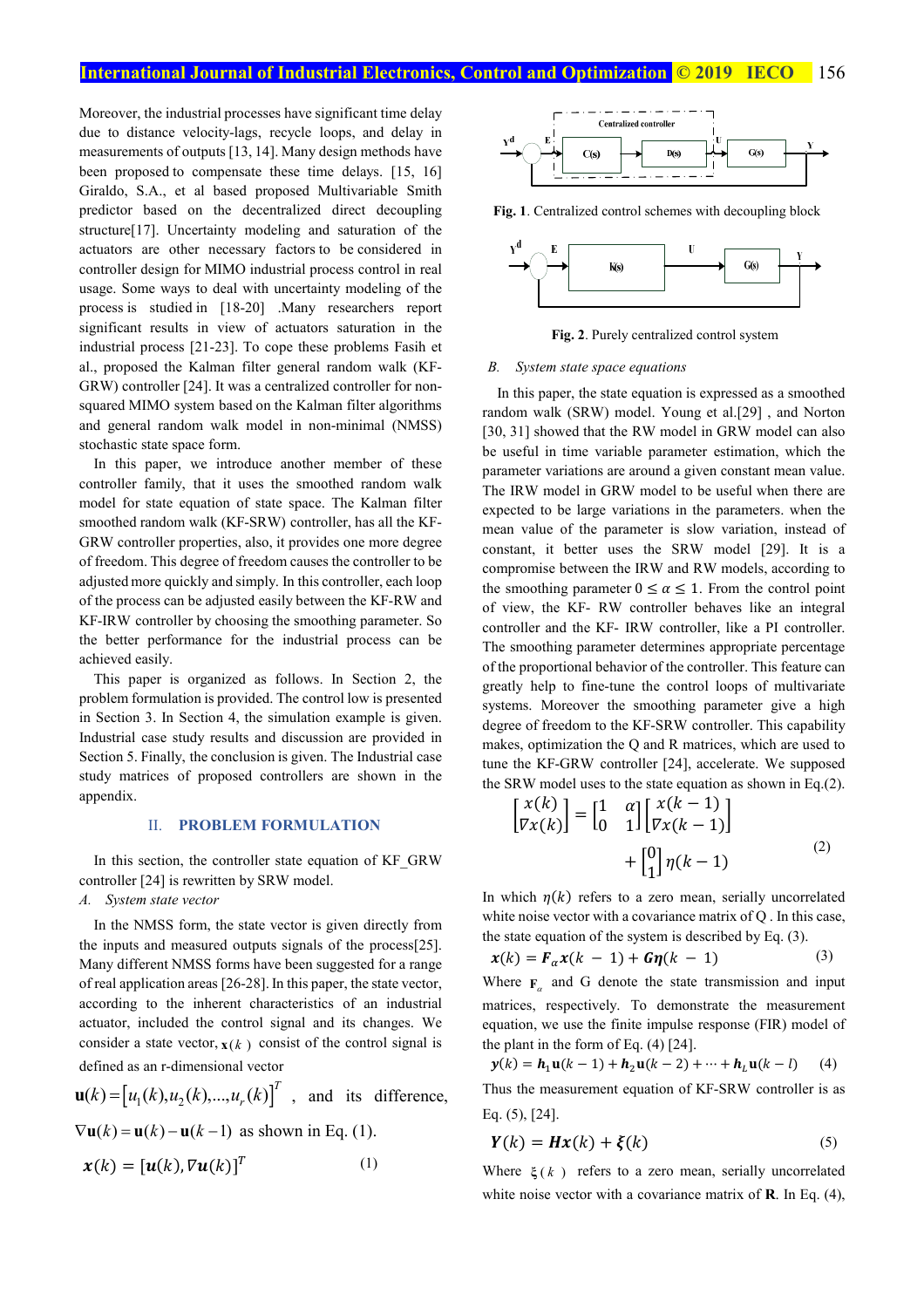Moreover, the industrial processes have significant time delay due to distance velocity-lags, recycle loops, and delay in measurements of outputs [13, 14]. Many design methods have been proposed to compensate these time delays. [15, 16] Giraldo, S.A., et al based proposed Multivariable Smith predictor based on the decentralized direct decoupling structure[17]. Uncertainty modeling and saturation of the actuators are other necessary factors to be considered in controller design for MIMO industrial process control in real usage. Some ways to deal with uncertainty modeling of the process is studied in [18-20] .Many researchers report significant results in view of actuators saturation in the industrial process [21-23]. To cope these problems Fasih et al., proposed the Kalman filter general random walk (KF-GRW) controller [24]. It was a centralized controller for non-squared MIMO system based on the Kalman filter algorithms and general random walk model in non-minimal (NMSS) stochastic state space form.

In this paper, we introduce another member of these controller family, that it uses the smoothed random walk model for state equation of state space. The Kalman filter smoothed random walk (KF-SRW) controller, has all the KF-GRW controller properties, also, it provides one more degree of freedom. This degree of freedom causes the controller to be adjusted more quickly and simply. In this controller, each loop of the process can be adjusted easily between the KF-RW and KF-IRW controller by choosing the smoothing parameter. So the better performance for the industrial process can be achieved easily.

This paper is organized as follows. In Section 2, the problem formulation is provided. The control low is presented in Section 3. In Section 4, the simulation example is given. Industrial case study results and discussion are provided in Section 5. Finally, the conclusion is given. The Industrial case study matrices of proposed controllers are shown in the appendix.

## II. PROBLEM FORMULATION

In this section, the controller state equation of KF_GRW controller [24] is rewritten by SRW model.

### A. System state vector

In the NMSS form, the state vector is given directly from the inputs and measured outputs signals of the process[25]. Many different NMSS forms have been suggested for a range of real application areas [26-28]. In this paper, the state vector, according to the inherent characteristics of an industrial actuator, included the control signal and its changes. We consider a state vector, $\mathbf{x}(k)$ consist of the control signal is defined as an r-dimensional vector $\mathbf{u}(k)=[u_1(k),u_2(k),...,u_r(k)]^T$ , and its difference, $\nabla\mathbf{u}(k)=\mathbf{u}(k)-\mathbf{u}(k-1)$ as shown in Eq. (1).

$$\boldsymbol{x}(k) = [\boldsymbol{u}(k), \nabla\boldsymbol{u}(k)]^T \tag{1}$$

Fig. 1. Centralized control schemes with decoupling block

Fig. 2. Purely centralized control system

### B. System state space equations

In this paper, the state equation is expressed as a smoothed random walk (SRW) model. Young et al.[29] , and Norton [30, 31] showed that the RW model in GRW model can also be useful in time variable parameter estimation, which the parameter variations are around a given constant mean value. The IRW model in GRW model to be useful when there are expected to be large variations in the parameters. when the mean value of the parameter is slow variation, instead of constant, it better uses the SRW model [29]. It is a compromise between the IRW and RW models, according to the smoothing parameter $0 \leq \alpha \leq 1$. From the control point of view, the KF- RW controller behaves like an integral controller and the KF- IRW controller, like a PI controller. The smoothing parameter determines appropriate percentage of the proportional behavior of the controller. This feature can greatly help to fine-tune the control loops of multivariate systems. Moreover the smoothing parameter give a high degree of freedom to the KF-SRW controller. This capability makes, optimization the Q and R matrices, which are used to tune the KF-GRW controller [24], accelerate. We supposed the SRW model uses to the state equation as shown in Eq.(2).

$$\begin{bmatrix} x(k) \\ \nabla x(k) \end{bmatrix} = \begin{bmatrix} 1 & \alpha \\ 0 & 1 \end{bmatrix} \begin{bmatrix} x(k-1) \\ \nabla x(k-1) \end{bmatrix} + \begin{bmatrix} 0 \\ 1 \end{bmatrix} \eta(k-1) \tag{2}$$

In which $\eta(k)$ refers to a zero mean, serially uncorrelated white noise vector with a covariance matrix of Q . In this case, the state equation of the system is described by Eq. (3).

$$\boldsymbol{x}(k) = \boldsymbol{F}_\alpha \boldsymbol{x}(k-1) + \boldsymbol{G}\boldsymbol{\eta}(k-1) \tag{3}$$

Where $\mathbf{F}_\alpha$ and G denote the state transmission and input matrices, respectively. To demonstrate the measurement equation, we use the finite impulse response (FIR) model of the plant in the form of Eq. (4) [24].

$$\boldsymbol{y}(k) = \boldsymbol{h}_1\mathbf{u}(k-1) + \boldsymbol{h}_2\mathbf{u}(k-2) + \cdots + \boldsymbol{h}_L\mathbf{u}(k-l) \tag{4}$$

Thus the measurement equation of KF-SRW controller is as Eq. (5), [24].

$$\boldsymbol{Y}(k) = \boldsymbol{H}\boldsymbol{x}(k) + \boldsymbol{\xi}(k) \tag{5}$$

Where $\xi(k)$ refers to a zero mean, serially uncorrelated white noise vector with a covariance matrix of **R**. In Eq. (4),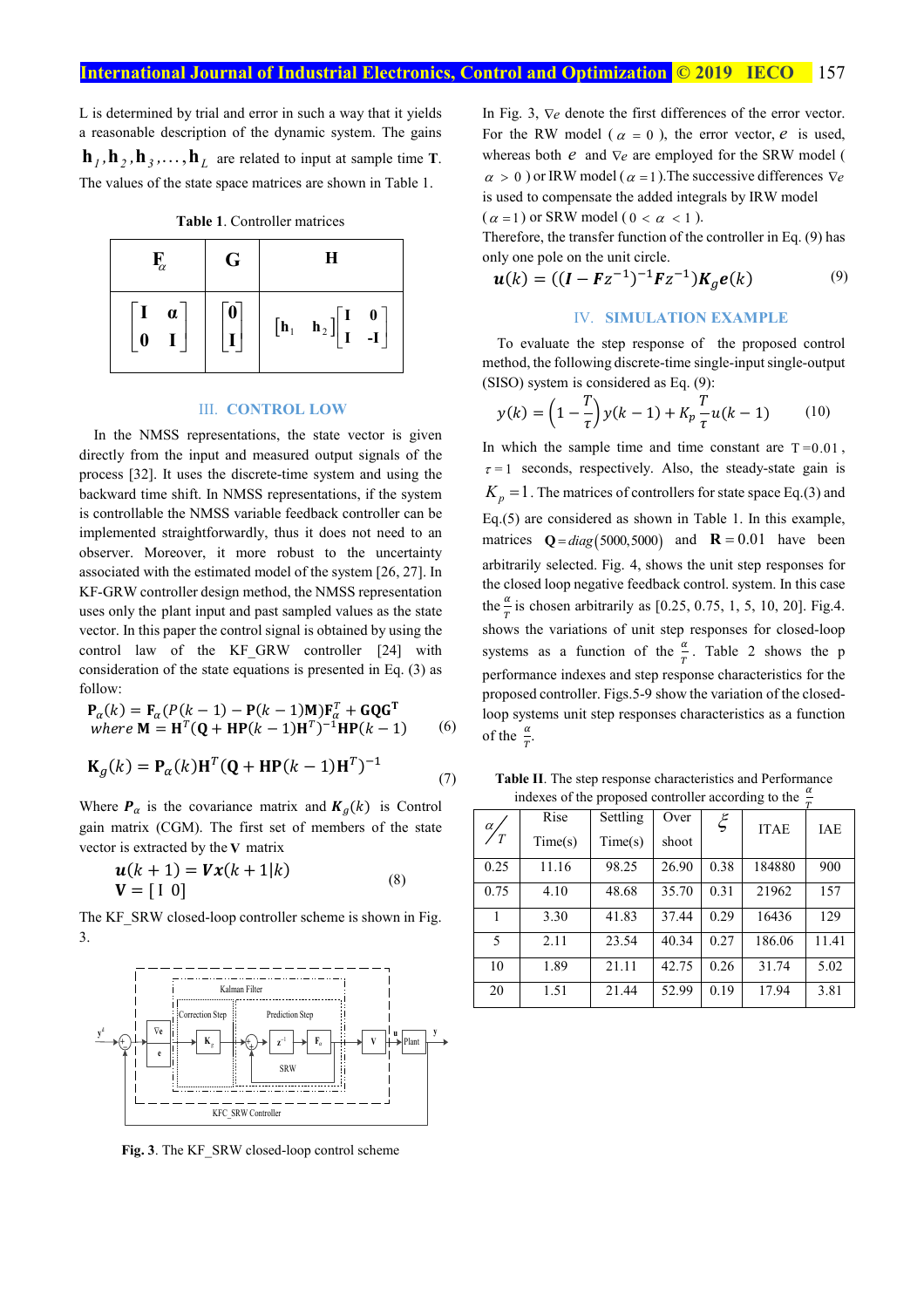L is determined by trial and error in such a way that it yields a reasonable description of the dynamic system. The gains $\mathbf{h}_1, \mathbf{h}_2, \mathbf{h}_3, \ldots, \mathbf{h}_L$ are related to input at sample time $\mathbf{T}$. The values of the state space matrices are shown in Table 1.

**Table 1**. Controller matrices

| $\mathbf{F}_\alpha$ | $\mathbf{G}$ | $\mathbf{H}$ |
|---|---|---|
| $\begin{bmatrix} \mathbf{I} & \boldsymbol{\alpha} \\ \mathbf{0} & \mathbf{I} \end{bmatrix}$ | $\begin{bmatrix} \mathbf{0} \\ \mathbf{I} \end{bmatrix}$ | $\begin{bmatrix} \mathbf{h}_1 & \mathbf{h}_2 \end{bmatrix} \begin{bmatrix} \mathbf{I} & \mathbf{0} \\ \mathbf{I} & -\mathbf{I} \end{bmatrix}$ |

## III. CONTROL LOW

In the NMSS representations, the state vector is given directly from the input and measured output signals of the process [32]. It uses the discrete-time system and using the backward time shift. In NMSS representations, if the system is controllable the NMSS variable feedback controller can be implemented straightforwardly, thus it does not need to an observer. Moreover, it more robust to the uncertainty associated with the estimated model of the system [26, 27]. In KF-GRW controller design method, the NMSS representation uses only the plant input and past sampled values as the state vector. In this paper the control signal is obtained by using the control law of the KF_GRW controller [24] with consideration of the state equations is presented in Eq. (3) as follow:

$$\mathbf{P}_\alpha(k) = \mathbf{F}_\alpha(P(k-1) - \mathbf{P}(k-1)\mathbf{M})\mathbf{F}_\alpha^T + \mathbf{G}\mathbf{Q}\mathbf{G}^\mathbf{T}$$
$$\text{where } \mathbf{M} = \mathbf{H}^T(\mathbf{Q} + \mathbf{H}\mathbf{P}(k-1)\mathbf{H}^T)^{-1}\mathbf{H}\mathbf{P}(k-1) \qquad (6)$$

$$\mathbf{K}_g(k) = \mathbf{P}_\alpha(k)\mathbf{H}^T(\mathbf{Q} + \mathbf{H}\mathbf{P}(k-1)\mathbf{H}^T)^{-1} \qquad (7)$$

Where $\boldsymbol{P}_\alpha$ is the covariance matrix and $\boldsymbol{K}_g(k)$ is Control gain matrix (CGM). The first set of members of the state vector is extracted by the $\mathbf{V}$ matrix

$$\boldsymbol{u}(k+1) = \boldsymbol{V}\boldsymbol{x}(k+1|k)$$
$$\mathbf{V} = [\,\mathrm{I} \;\; 0\,] \qquad (8)$$

The KF_SRW closed-loop controller scheme is shown in Fig. 3.

**Fig. 3**. The KF_SRW closed-loop control scheme

In Fig. 3, $\nabla e$ denote the first differences of the error vector. For the RW model ($\alpha = 0$), the error vector, $e$ is used, whereas both $e$ and $\nabla e$ are employed for the SRW model ($\alpha > 0$) or IRW model ($\alpha = 1$).The successive differences $\nabla e$ is used to compensate the added integrals by IRW model ($\alpha = 1$) or SRW model ($0 < \alpha < 1$).

Therefore, the transfer function of the controller in Eq. (9) has only one pole on the unit circle.

$$\boldsymbol{u}(k) = ((\boldsymbol{I} - \boldsymbol{F}z^{-1})^{-1}\boldsymbol{F}z^{-1})\boldsymbol{K}_g\boldsymbol{e}(k) \qquad (9)$$

## IV. SIMULATION EXAMPLE

To evaluate the step response of the proposed control method, the following discrete-time single-input single-output (SISO) system is considered as Eq. (9):

$$y(k) = \left(1 - \frac{T}{\tau}\right)y(k-1) + K_p\frac{T}{\tau}u(k-1) \qquad (10)$$

In which the sample time and time constant are $T = 0.01$, $\tau = 1$ seconds, respectively. Also, the steady-state gain is $K_p = 1$. The matrices of controllers for state space Eq.(3) and Eq.(5) are considered as shown in Table 1. In this example, matrices $\mathbf{Q} = diag(5000, 5000)$ and $\mathbf{R} = 0.01$ have been arbitrarily selected. Fig. 4, shows the unit step responses for the closed loop negative feedback control. system. In this case the $\frac{\alpha}{T}$ is chosen arbitrarily as [0.25, 0.75, 1, 5, 10, 20]. Fig.4. shows the variations of unit step responses for closed-loop systems as a function of the $\frac{\alpha}{T}$. Table 2 shows the p performance indexes and step response characteristics for the proposed controller. Figs.5-9 show the variation of the closed-loop systems unit step responses characteristics as a function of the $\frac{\alpha}{T}$.

**Table II**. The step response characteristics and Performance indexes of the proposed controller according to the $\frac{\alpha}{T}$

| $\alpha/T$ | Rise Time(s) | Settling Time(s) | Over shoot | $\xi$ | ITAE | IAE |
|---|---|---|---|---|---|---|
| 0.25 | 11.16 | 98.25 | 26.90 | 0.38 | 184880 | 900 |
| 0.75 | 4.10 | 48.68 | 35.70 | 0.31 | 21962 | 157 |
| 1 | 3.30 | 41.83 | 37.44 | 0.29 | 16436 | 129 |
| 5 | 2.11 | 23.54 | 40.34 | 0.27 | 186.06 | 11.41 |
| 10 | 1.89 | 21.11 | 42.75 | 0.26 | 31.74 | 5.02 |
| 20 | 1.51 | 21.44 | 52.99 | 0.19 | 17.94 | 3.81 |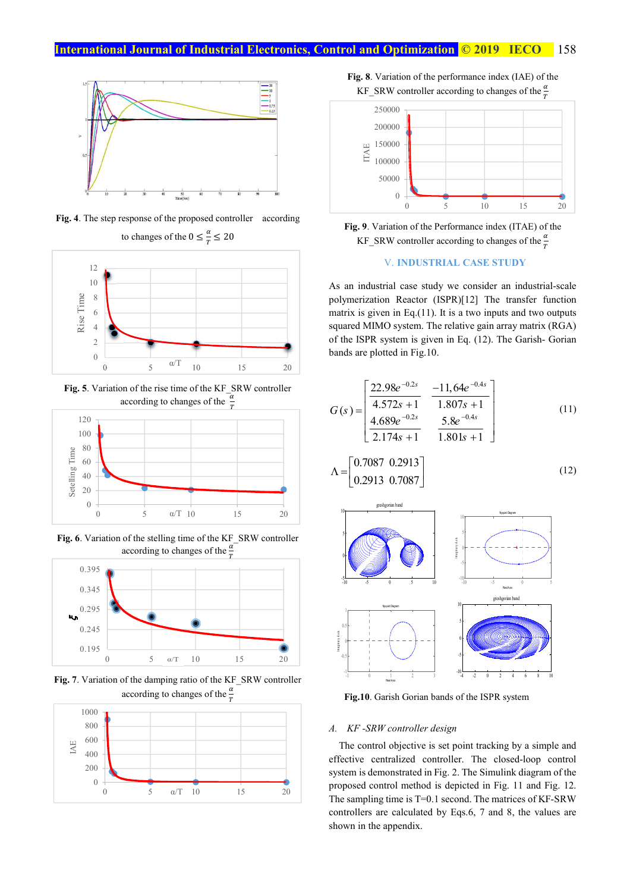Fig. 4. The step response of the proposed controller according to changes of the $0 \leq \frac{\alpha}{T} \leq 20$

Fig. 5. Variation of the rise time of the KF_SRW controller according to changes of the $\frac{\alpha}{T}$

Fig. 6. Variation of the stelling time of the KF_SRW controller according to changes of the $\frac{\alpha}{T}$

Fig. 7. Variation of the damping ratio of the KF_SRW controller according to changes of the $\frac{\alpha}{T}$

Fig. 8. Variation of the performance index (IAE) of the KF_SRW controller according to changes of the $\frac{\alpha}{T}$

Fig. 9. Variation of the Performance index (ITAE) of the KF_SRW controller according to changes of the $\frac{\alpha}{T}$

## V. INDUSTRIAL CASE STUDY

As an industrial case study we consider an industrial-scale polymerization Reactor (ISPR)[12] The transfer function matrix is given in Eq.(11). It is a two inputs and two outputs squared MIMO system. The relative gain array matrix (RGA) of the ISPR system is given in Eq. (12). The Garish- Gorian bands are plotted in Fig.10.

$$G(s) = \begin{bmatrix} \frac{22.98e^{-0.2s}}{4.572s+1} & \frac{-11,64e^{-0.4s}}{1.807s+1} \\ \frac{4.689e^{-0.2s}}{2.174s+1} & \frac{5.8e^{-0.4s}}{1.801s+1} \end{bmatrix} \tag{11}$$

$$\Lambda = \begin{bmatrix} 0.7087 & 0.2913 \\ 0.2913 & 0.7087 \end{bmatrix} \tag{12}$$

Fig.10. Garish Gorian bands of the ISPR system

### A. KF -SRW controller design

The control objective is set point tracking by a simple and effective centralized controller. The closed-loop control system is demonstrated in Fig. 2. The Simulink diagram of the proposed control method is depicted in Fig. 11 and Fig. 12. The sampling time is T=0.1 second. The matrices of KF-SRW controllers are calculated by Eqs.6, 7 and 8, the values are shown in the appendix.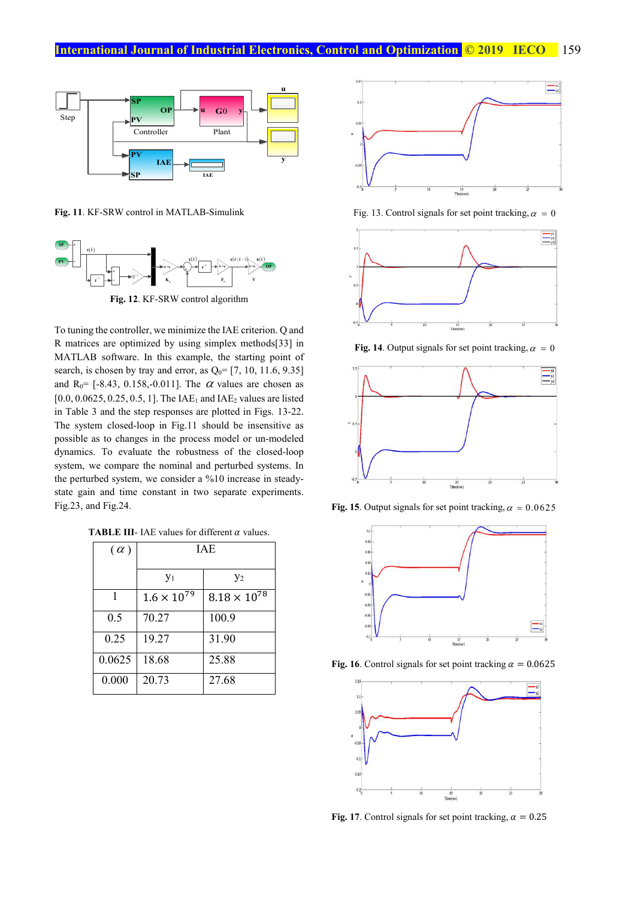Fig. 11. KF-SRW control in MATLAB-Simulink

Fig. 12. KF-SRW control algorithm

To tuning the controller, we minimize the IAE criterion. Q and R matrices are optimized by using simplex methods[33] in MATLAB software. In this example, the starting point of search, is chosen by tray and error, as $Q_0$= [7, 10, 11.6, 9.35] and $R_0$= [-8.43, 0.158, -0.011]. The $\alpha$ values are chosen as [0.0, 0.0625, 0.25, 0.5, 1]. The $IAE_1$ and $IAE_2$ values are listed in Table 3 and the step responses are plotted in Figs. 13-22. The system closed-loop in Fig.11 should be insensitive as possible as to changes in the process model or un-modeled dynamics. To evaluate the robustness of the closed-loop system, we compare the nominal and perturbed systems. In the perturbed system, we consider a %10 increase in steady-state gain and time constant in two separate experiments. Fig.23, and Fig.24.

**TABLE III**- IAE values for different $\alpha$ values.

| ($\alpha$) | IAE | |
|---|---|---|
| | $y_1$ | $y_2$ |
| 1 | $1.6\times10^{79}$ | $8.18\times10^{78}$ |
| 0.5 | 70.27 | 100.9 |
| 0.25 | 19.27 | 31.90 |
| 0.0625 | 18.68 | 25.88 |
| 0.000 | 20.73 | 27.68 |

Fig. 13. Control signals for set point tracking, $\alpha = 0$

**Fig. 14**. Output signals for set point tracking, $\alpha = 0$

**Fig. 15**. Output signals for set point tracking, $\alpha = 0.0625$

**Fig. 16**. Control signals for set point tracking $\alpha = 0.0625$

**Fig. 17**. Control signals for set point tracking, $\alpha = 0.25$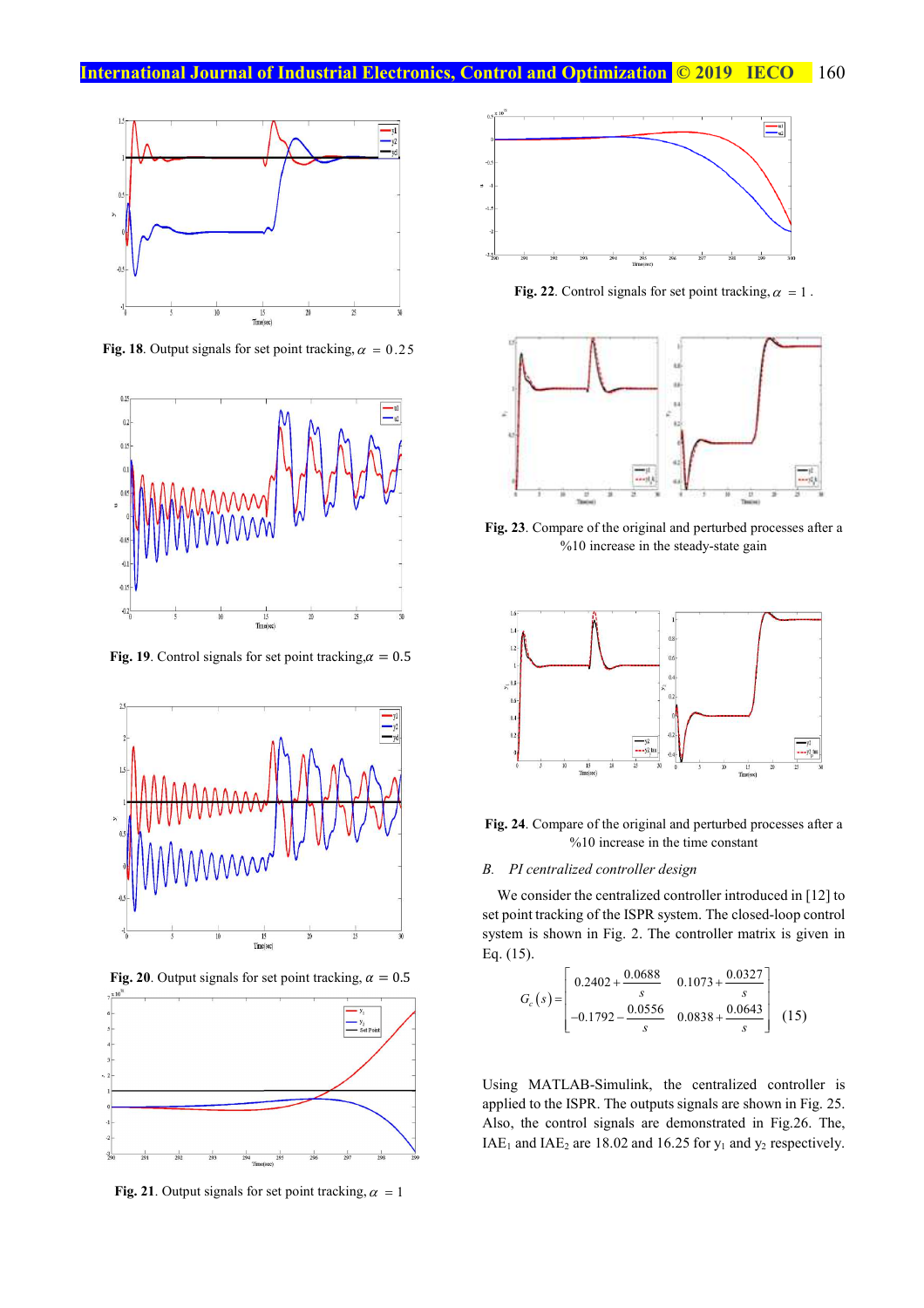Fig. 18. Output signals for set point tracking, $\alpha = 0.25$

Fig. 19. Control signals for set point tracking, $\alpha = 0.5$

Fig. 20. Output signals for set point tracking, $\alpha = 0.5$

Fig. 21. Output signals for set point tracking, $\alpha = 1$

Fig. 22. Control signals for set point tracking, $\alpha = 1$.

Fig. 23. Compare of the original and perturbed processes after a %10 increase in the steady-state gain

Fig. 24. Compare of the original and perturbed processes after a %10 increase in the time constant

### B. *PI centralized controller design*

We consider the centralized controller introduced in [12] to set point tracking of the ISPR system. The closed-loop control system is shown in Fig. 2. The controller matrix is given in Eq. (15).

$$G_c(s) = \begin{bmatrix} 0.2402 + \dfrac{0.0688}{s} & 0.1073 + \dfrac{0.0327}{s} \\ -0.1792 - \dfrac{0.0556}{s} & 0.0838 + \dfrac{0.0643}{s} \end{bmatrix} \quad (15)$$

Using MATLAB-Simulink, the centralized controller is applied to the ISPR. The outputs signals are shown in Fig. 25. Also, the control signals are demonstrated in Fig.26. The, $IAE_1$ and $IAE_2$ are 18.02 and 16.25 for $y_1$ and $y_2$ respectively.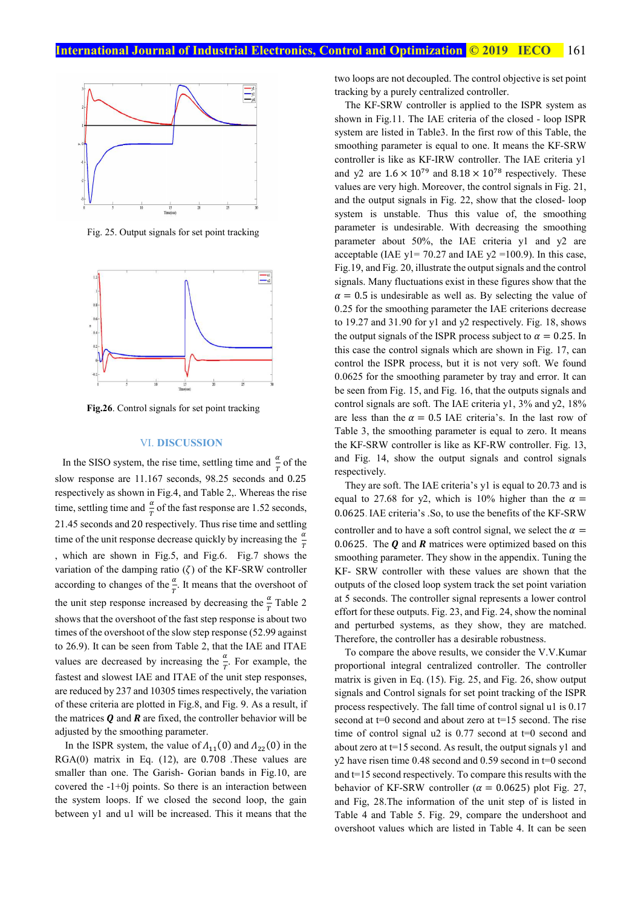Fig. 25. Output signals for set point tracking

**Fig.26**. Control signals for set point tracking

## VI. DISCUSSION

In the SISO system, the rise time, settling time and $\frac{\alpha}{T}$ of the slow response are 11.167 seconds, 98.25 seconds and 0.25 respectively as shown in Fig.4, and Table 2,. Whereas the rise time, settling time and $\frac{\alpha}{T}$ of the fast response are 1.52 seconds, 21.45 seconds and 20 respectively. Thus rise time and settling time of the unit response decrease quickly by increasing the $\frac{\alpha}{T}$, which are shown in Fig.5, and Fig.6. Fig.7 shows the variation of the damping ratio ($\zeta$) of the KF-SRW controller according to changes of the $\frac{\alpha}{T}$. It means that the overshoot of the unit step response increased by decreasing the $\frac{\alpha}{T}$ Table 2 shows that the overshoot of the fast step response is about two times of the overshoot of the slow step response (52.99 against to 26.9). It can be seen from Table 2, that the IAE and ITAE values are decreased by increasing the $\frac{\alpha}{T}$. For example, the fastest and slowest IAE and ITAE of the unit step responses, are reduced by 237 and 10305 times respectively, the variation of these criteria are plotted in Fig.8, and Fig. 9. As a result, if the matrices $\boldsymbol{Q}$ and $\boldsymbol{R}$ are fixed, the controller behavior will be adjusted by the smoothing parameter.

In the ISPR system, the value of $\Lambda_{11}(0)$ and $\Lambda_{22}(0)$ in the RGA(0) matrix in Eq. (12), are 0.708 .These values are smaller than one. The Garish- Gorian bands in Fig.10, are covered the -1+0j points. So there is an interaction between the system loops. If we closed the second loop, the gain between y1 and u1 will be increased. This it means that the two loops are not decoupled. The control objective is set point tracking by a purely centralized controller.

The KF-SRW controller is applied to the ISPR system as shown in Fig.11. The IAE criteria of the closed - loop ISPR system are listed in Table3. In the first row of this Table, the smoothing parameter is equal to one. It means the KF-SRW controller is like as KF-IRW controller. The IAE criteria y1 and y2 are $1.6 \times 10^{79}$ and $8.18 \times 10^{78}$ respectively. These values are very high. Moreover, the control signals in Fig. 21, and the output signals in Fig. 22, show that the closed- loop system is unstable. Thus this value of, the smoothing parameter is undesirable. With decreasing the smoothing parameter about 50%, the IAE criteria y1 and y2 are acceptable (IAE y1= 70.27 and IAE y2 =100.9). In this case, Fig.19, and Fig. 20, illustrate the output signals and the control signals. Many fluctuations exist in these figures show that the $\alpha = 0.5$ is undesirable as well as. By selecting the value of 0.25 for the smoothing parameter the IAE criterions decrease to 19.27 and 31.90 for y1 and y2 respectively. Fig. 18, shows the output signals of the ISPR process subject to $\alpha = 0.25$. In this case the control signals which are shown in Fig. 17, can control the ISPR process, but it is not very soft. We found 0.0625 for the smoothing parameter by tray and error. It can be seen from Fig. 15, and Fig. 16, that the outputs signals and control signals are soft. The IAE criteria y1, 3% and y2, 18% are less than the $\alpha = 0.5$ IAE criteria's. In the last row of Table 3, the smoothing parameter is equal to zero. It means the KF-SRW controller is like as KF-RW controller. Fig. 13, and Fig. 14, show the output signals and control signals respectively.

They are soft. The IAE criteria's y1 is equal to 20.73 and is equal to 27.68 for y2, which is 10% higher than the $\alpha = 0.0625$. IAE criteria's .So, to use the benefits of the KF-SRW controller and to have a soft control signal, we select the $\alpha = 0.0625$. The $\boldsymbol{Q}$ and $\boldsymbol{R}$ matrices were optimized based on this smoothing parameter. They show in the appendix. Tuning the KF- SRW controller with these values are shown that the outputs of the closed loop system track the set point variation at 5 seconds. The controller signal represents a lower control effort for these outputs. Fig. 23, and Fig. 24, show the nominal and perturbed systems, as they show, they are matched. Therefore, the controller has a desirable robustness.

To compare the above results, we consider the V.V.Kumar proportional integral centralized controller. The controller matrix is given in Eq. (15). Fig. 25, and Fig. 26, show output signals and Control signals for set point tracking of the ISPR process respectively. The fall time of control signal u1 is 0.17 second at t=0 second and about zero at t=15 second. The rise time of control signal u2 is 0.77 second at t=0 second and about zero at t=15 second. As result, the output signals y1 and y2 have risen time 0.48 second and 0.59 second in t=0 second and t=15 second respectively. To compare this results with the behavior of KF-SRW controller ($\alpha = 0.0625$) plot Fig. 27, and Fig, 28.The information of the unit step of is listed in Table 4 and Table 5. Fig. 29, compare the undershoot and overshoot values which are listed in Table 4. It can be seen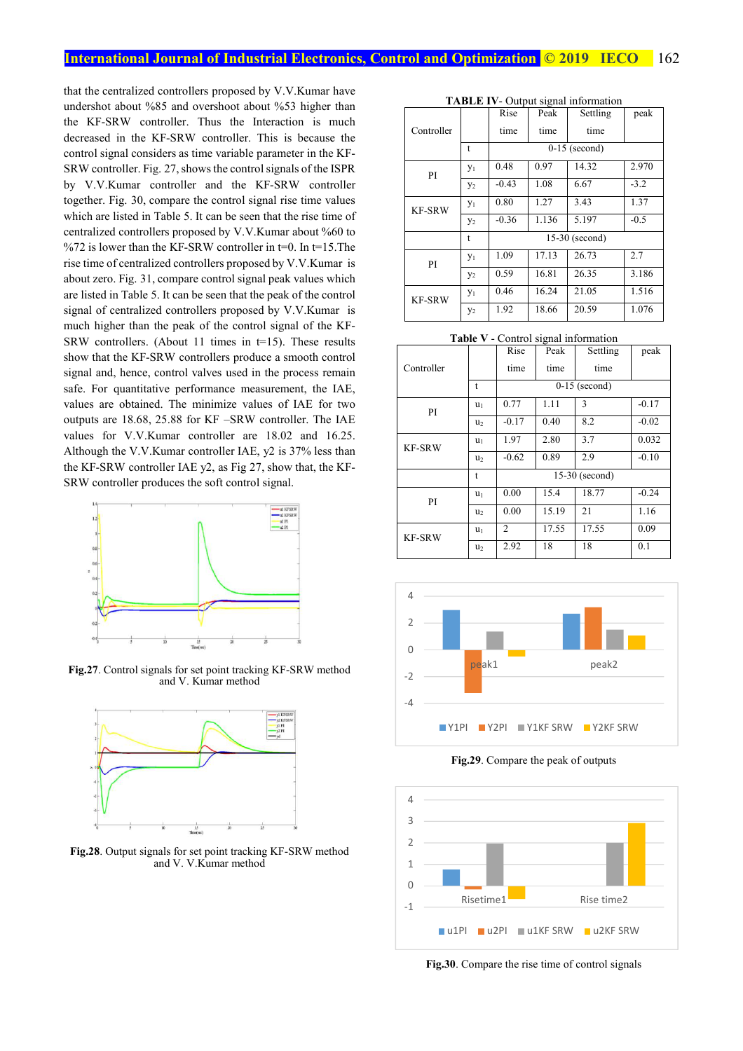that the centralized controllers proposed by V.V.Kumar have undershot about %85 and overshoot about %53 higher than the KF-SRW controller. Thus the Interaction is much decreased in the KF-SRW controller. This is because the control signal considers as time variable parameter in the KF-SRW controller. Fig. 27, shows the control signals of the ISPR by V.V.Kumar controller and the KF-SRW controller together. Fig. 30, compare the control signal rise time values which are listed in Table 5. It can be seen that the rise time of centralized controllers proposed by V.V.Kumar about %60 to %72 is lower than the KF-SRW controller in t=0. In t=15.The rise time of centralized controllers proposed by V.V.Kumar is about zero. Fig. 31, compare control signal peak values which are listed in Table 5. It can be seen that the peak of the control signal of centralized controllers proposed by V.V.Kumar is much higher than the peak of the control signal of the KF-SRW controllers. (About 11 times in t=15). These results show that the KF-SRW controllers produce a smooth control signal and, hence, control valves used in the process remain safe. For quantitative performance measurement, the IAE, values are obtained. The minimize values of IAE for two outputs are 18.68, 25.88 for KF –SRW controller. The IAE values for V.V.Kumar controller are 18.02 and 16.25. Although the V.V.Kumar controller IAE, y2 is 37% less than the KF-SRW controller IAE y2, as Fig 27, show that, the KF-SRW controller produces the soft control signal.

**Fig.27**. Control signals for set point tracking KF-SRW method and V. Kumar method

**Fig.28**. Output signals for set point tracking KF-SRW method and V. V.Kumar method

**TABLE IV**- Output signal information

| Controller | | Rise time | Peak time | Settling time | peak |
|---|---|---|---|---|---|
| | t | 0-15 (second) | | | |
| PI | $y_1$ | 0.48 | 0.97 | 14.32 | 2.970 |
| | $y_2$ | -0.43 | 1.08 | 6.67 | -3.2 |
| KF-SRW | $y_1$ | 0.80 | 1.27 | 3.43 | 1.37 |
| | $y_2$ | -0.36 | 1.136 | 5.197 | -0.5 |
| | t | 15-30 (second) | | | |
| PI | $y_1$ | 1.09 | 17.13 | 26.73 | 2.7 |
| | $y_2$ | 0.59 | 16.81 | 26.35 | 3.186 |
| KF-SRW | $y_1$ | 0.46 | 16.24 | 21.05 | 1.516 |
| | $y_2$ | 1.92 | 18.66 | 20.59 | 1.076 |

**Table V** - Control signal information

| Controller | | Rise time | Peak time | Settling time | peak |
|---|---|---|---|---|---|
| | t | 0-15 (second) | | | |
| PI | $u_1$ | 0.77 | 1.11 | 3 | -0.17 |
| | $u_2$ | -0.17 | 0.40 | 8.2 | -0.02 |
| KF-SRW | $u_1$ | 1.97 | 2.80 | 3.7 | 0.032 |
| | $u_2$ | -0.62 | 0.89 | 2.9 | -0.10 |
| | t | 15-30 (second) | | | |
| PI | $u_1$ | 0.00 | 15.4 | 18.77 | -0.24 |
| | $u_2$ | 0.00 | 15.19 | 21 | 1.16 |
| KF-SRW | $u_1$ | 2 | 17.55 | 17.55 | 0.09 |
| | $u_2$ | 2.92 | 18 | 18 | 0.1 |

**Fig.29**. Compare the peak of outputs

**Fig.30**. Compare the rise time of control signals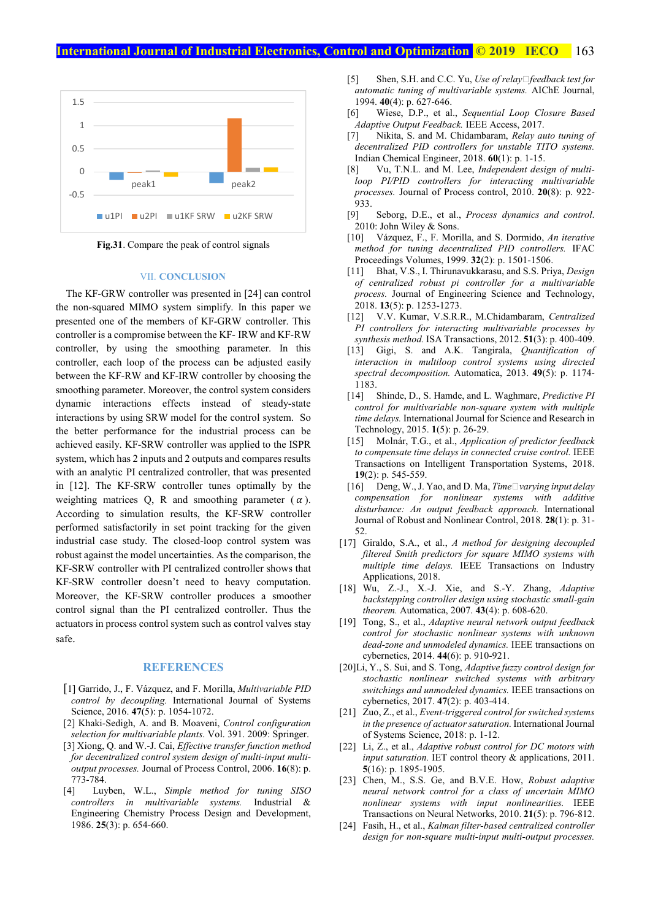Fig.31. Compare the peak of control signals

## VII. CONCLUSION

The KF-GRW controller was presented in [24] can control the non-squared MIMO system simplify. In this paper we presented one of the members of KF-GRW controller. This controller is a compromise between the KF- IRW and KF-RW controller, by using the smoothing parameter. In this controller, each loop of the process can be adjusted easily between the KF-RW and KF-IRW controller by choosing the smoothing parameter. Moreover, the control system considers dynamic interactions effects instead of steady-state interactions by using SRW model for the control system. So the better performance for the industrial process can be achieved easily. KF-SRW controller was applied to the ISPR system, which has 2 inputs and 2 outputs and compares results with an analytic PI centralized controller, that was presented in [12]. The KF-SRW controller tunes optimally by the weighting matrices Q, R and smoothing parameter ($\alpha$). According to simulation results, the KF-SRW controller performed satisfactorily in set point tracking for the given industrial case study. The closed-loop control system was robust against the model uncertainties. As the comparison, the KF-SRW controller with PI centralized controller shows that KF-SRW controller doesn't need to heavy computation. Moreover, the KF-SRW controller produces a smoother control signal than the PI centralized controller. Thus the actuators in process control system such as control valves stay safe.

## REFERENCES

[1] Garrido, J., F. Vázquez, and F. Morilla, *Multivariable PID control by decoupling.* International Journal of Systems Science, 2016. **47**(5): p. 1054-1072.

[2] Khaki-Sedigh, A. and B. Moaveni, *Control configuration selection for multivariable plants*. Vol. 391. 2009: Springer.

[3] Xiong, Q. and W.-J. Cai, *Effective transfer function method for decentralized control system design of multi-input multi-output processes.* Journal of Process Control, 2006. **16**(8): p. 773-784.

[4] Luyben, W.L., *Simple method for tuning SISO controllers in multivariable systems.* Industrial & Engineering Chemistry Process Design and Development, 1986. **25**(3): p. 654-660.

[5] Shen, S.H. and C.C. Yu, *Use of relay‐feedback test for automatic tuning of multivariable systems.* AIChE Journal, 1994. **40**(4): p. 627-646.

[6] Wiese, D.P., et al., *Sequential Loop Closure Based Adaptive Output Feedback.* IEEE Access, 2017.

[7] Nikita, S. and M. Chidambaram, *Relay auto tuning of decentralized PID controllers for unstable TITO systems.* Indian Chemical Engineer, 2018. **60**(1): p. 1-15.

[8] Vu, T.N.L. and M. Lee, *Independent design of multi-loop PI/PID controllers for interacting multivariable processes.* Journal of Process control, 2010. **20**(8): p. 922-933.

[9] Seborg, D.E., et al., *Process dynamics and control.* 2010: John Wiley & Sons.

[10] Vázquez, F., F. Morilla, and S. Dormido, *An iterative method for tuning decentralized PID controllers.* IFAC Proceedings Volumes, 1999. **32**(2): p. 1501-1506.

[11] Bhat, V.S., I. Thirunavukkarasu, and S.S. Priya, *Design of centralized robust pi controller for a multivariable process.* Journal of Engineering Science and Technology, 2018. **13**(5): p. 1253-1273.

[12] V.V. Kumar, V.S.R.R., M.Chidambaram, *Centralized PI controllers for interacting multivariable processes by synthesis method.* ISA Transactions, 2012. **51**(3): p. 400-409.

[13] Gigi, S. and A.K. Tangirala, *Quantification of interaction in multiloop control systems using directed spectral decomposition.* Automatica, 2013. **49**(5): p. 1174-1183.

[14] Shinde, D., S. Hamde, and L. Waghmare, *Predictive PI control for multivariable non-square system with multiple time delays.* International Journal for Science and Research in Technology, 2015. **1**(5): p. 26-29.

[15] Molnár, T.G., et al., *Application of predictor feedback to compensate time delays in connected cruise control.* IEEE Transactions on Intelligent Transportation Systems, 2018. **19**(2): p. 545-559.

[16] Deng, W., J. Yao, and D. Ma, *Time‐varying input delay compensation for nonlinear systems with additive disturbance: An output feedback approach.* International Journal of Robust and Nonlinear Control, 2018. **28**(1): p. 31-52.

[17] Giraldo, S.A., et al., *A method for designing decoupled filtered Smith predictors for square MIMO systems with multiple time delays.* IEEE Transactions on Industry Applications, 2018.

[18] Wu, Z.-J., X.-J. Xie, and S.-Y. Zhang, *Adaptive backstepping controller design using stochastic small-gain theorem.* Automatica, 2007. **43**(4): p. 608-620.

[19] Tong, S., et al., *Adaptive neural network output feedback control for stochastic nonlinear systems with unknown dead-zone and unmodeled dynamics.* IEEE transactions on cybernetics, 2014. **44**(6): p. 910-921.

[20] Li, Y., S. Sui, and S. Tong, *Adaptive fuzzy control design for stochastic nonlinear switched systems with arbitrary switchings and unmodeled dynamics.* IEEE transactions on cybernetics, 2017. **47**(2): p. 403-414.

[21] Zuo, Z., et al., *Event-triggered control for switched systems in the presence of actuator saturation.* International Journal of Systems Science, 2018: p. 1-12.

[22] Li, Z., et al., *Adaptive robust control for DC motors with input saturation.* IET control theory & applications, 2011. **5**(16): p. 1895-1905.

[23] Chen, M., S.S. Ge, and B.V.E. How, *Robust adaptive neural network control for a class of uncertain MIMO nonlinear systems with input nonlinearities.* IEEE Transactions on Neural Networks, 2010. **21**(5): p. 796-812.

[24] Fasih, H., et al., *Kalman filter-based centralized controller design for non-square multi-input multi-output processes.*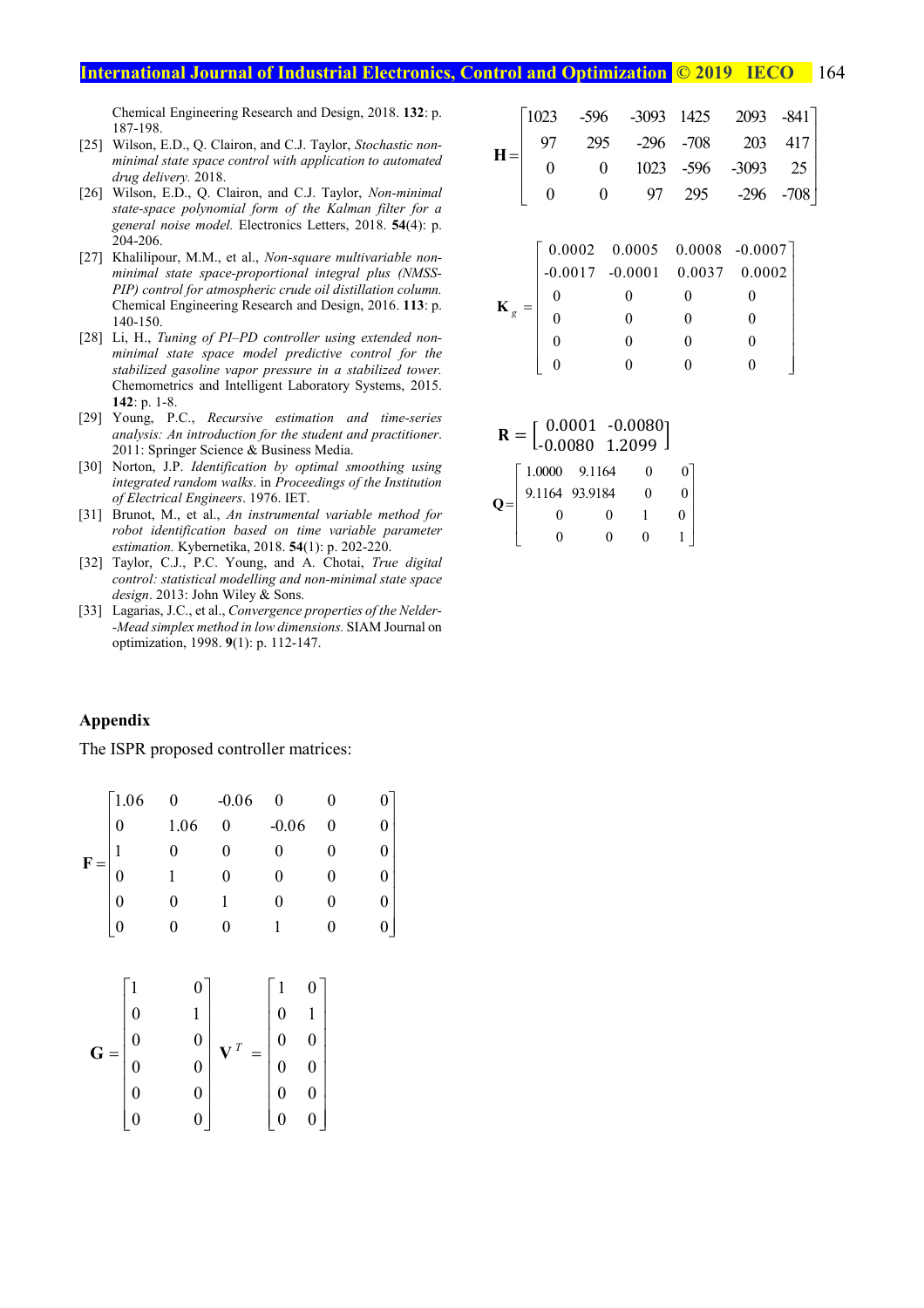Chemical Engineering Research and Design, 2018. **132**: p. 187-198.

[25] Wilson, E.D., Q. Clairon, and C.J. Taylor, *Stochastic non-minimal state space control with application to automated drug delivery.* 2018.

[26] Wilson, E.D., Q. Clairon, and C.J. Taylor, *Non-minimal state-space polynomial form of the Kalman filter for a general noise model.* Electronics Letters, 2018. **54**(4): p. 204-206.

[27] Khalilipour, M.M., et al., *Non-square multivariable non-minimal state space-proportional integral plus (NMSS-PIP) control for atmospheric crude oil distillation column.* Chemical Engineering Research and Design, 2016. **113**: p. 140-150.

[28] Li, H., *Tuning of PI–PD controller using extended non-minimal state space model predictive control for the stabilized gasoline vapor pressure in a stabilized tower.* Chemometrics and Intelligent Laboratory Systems, 2015. **142**: p. 1-8.

[29] Young, P.C., *Recursive estimation and time-series analysis: An introduction for the student and practitioner*. 2011: Springer Science & Business Media.

[30] Norton, J.P. *Identification by optimal smoothing using integrated random walks*. in *Proceedings of the Institution of Electrical Engineers*. 1976. IET.

[31] Brunot, M., et al., *An instrumental variable method for robot identification based on time variable parameter estimation.* Kybernetika, 2018. **54**(1): p. 202-220.

[32] Taylor, C.J., P.C. Young, and A. Chotai, *True digital control: statistical modelling and non-minimal state space design*. 2013: John Wiley & Sons.

[33] Lagarias, J.C., et al., *Convergence properties of the Nelder--Mead simplex method in low dimensions.* SIAM Journal on optimization, 1998. **9**(1): p. 112-147.

## Appendix

The ISPR proposed controller matrices:

$$\mathbf{F} = \begin{bmatrix} 1.06 & 0 & -0.06 & 0 & 0 & 0 \\ 0 & 1.06 & 0 & -0.06 & 0 & 0 \\ 1 & 0 & 0 & 0 & 0 & 0 \\ 0 & 1 & 0 & 0 & 0 & 0 \\ 0 & 0 & 1 & 0 & 0 & 0 \\ 0 & 0 & 0 & 1 & 0 & 0 \end{bmatrix}$$

$$\mathbf{G} = \begin{bmatrix} 1 & 0 \\ 0 & 1 \\ 0 & 0 \\ 0 & 0 \\ 0 & 0 \\ 0 & 0 \end{bmatrix} \quad \mathbf{V}^T = \begin{bmatrix} 1 & 0 \\ 0 & 1 \\ 0 & 0 \\ 0 & 0 \\ 0 & 0 \\ 0 & 0 \end{bmatrix}$$

$$\mathbf{H} = \begin{bmatrix} 1023 & -596 & -3093 & 1425 & 2093 & -841 \\ 97 & 295 & -296 & -708 & 203 & 417 \\ 0 & 0 & 1023 & -596 & -3093 & 25 \\ 0 & 0 & 97 & 295 & -296 & -708 \end{bmatrix}$$

$$\mathbf{K}_g = \begin{bmatrix} 0.0002 & 0.0005 & 0.0008 & -0.0007 \\ -0.0017 & -0.0001 & 0.0037 & 0.0002 \\ 0 & 0 & 0 & 0 \\ 0 & 0 & 0 & 0 \\ 0 & 0 & 0 & 0 \\ 0 & 0 & 0 & 0 \end{bmatrix}$$

$$\mathbf{R} = \begin{bmatrix} 0.0001 & -0.0080 \\ -0.0080 & 1.2099 \end{bmatrix}$$

$$\mathbf{Q} = \begin{bmatrix} 1.0000 & 9.1164 & 0 & 0 \\ 9.1164 & 93.9184 & 0 & 0 \\ 0 & 0 & 1 & 0 \\ 0 & 0 & 0 & 1 \end{bmatrix}$$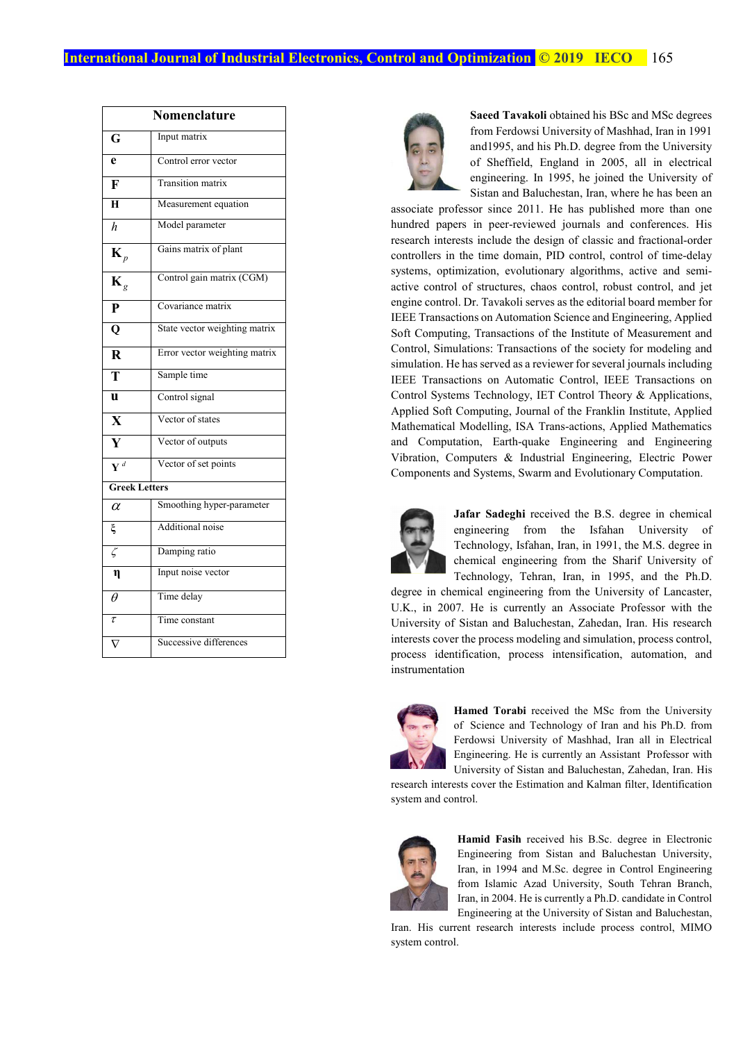## Nomenclature

| | |
|---|---|
| $\mathbf{G}$ | Input matrix |
| $\mathbf{e}$ | Control error vector |
| $\mathbf{F}$ | Transition matrix |
| $\mathbf{H}$ | Measurement equation |
| $h$ | Model parameter |
| $\mathbf{K}_p$ | Gains matrix of plant |
| $\mathbf{K}_g$ | Control gain matrix (CGM) |
| $\mathbf{P}$ | Covariance matrix |
| $\mathbf{Q}$ | State vector weighting matrix |
| $\mathbf{R}$ | Error vector weighting matrix |
| $\mathbf{T}$ | Sample time |
| $\mathbf{u}$ | Control signal |
| $\mathbf{X}$ | Vector of states |
| $\mathbf{Y}$ | Vector of outputs |
| $\mathbf{Y}^d$ | Vector of set points |
| **Greek Letters** | |
| $\alpha$ | Smoothing hyper-parameter |
| $\xi$ | Additional noise |
| $\zeta$ | Damping ratio |
| $\boldsymbol{\eta}$ | Input noise vector |
| $\theta$ | Time delay |
| $\tau$ | Time constant |
| $\nabla$ | Successive differences |

**Saeed Tavakoli** obtained his BSc and MSc degrees from Ferdowsi University of Mashhad, Iran in 1991 and1995, and his Ph.D. degree from the University of Sheffield, England in 2005, all in electrical engineering. In 1995, he joined the University of Sistan and Baluchestan, Iran, where he has been an associate professor since 2011. He has published more than one hundred papers in peer-reviewed journals and conferences. His research interests include the design of classic and fractional-order controllers in the time domain, PID control, control of time-delay systems, optimization, evolutionary algorithms, active and semi-active control of structures, chaos control, robust control, and jet engine control. Dr. Tavakoli serves as the editorial board member for IEEE Transactions on Automation Science and Engineering, Applied Soft Computing, Transactions of the Institute of Measurement and Control, Simulations: Transactions of the society for modeling and simulation. He has served as a reviewer for several journals including IEEE Transactions on Automatic Control, IEEE Transactions on Control Systems Technology, IET Control Theory & Applications, Applied Soft Computing, Journal of the Franklin Institute, Applied Mathematical Modelling, ISA Trans-actions, Applied Mathematics and Computation, Earth-quake Engineering and Engineering Vibration, Computers & Industrial Engineering, Electric Power Components and Systems, Swarm and Evolutionary Computation.

**Jafar Sadeghi** received the B.S. degree in chemical engineering from the Isfahan University of Technology, Isfahan, Iran, in 1991, the M.S. degree in chemical engineering from the Sharif University of Technology, Tehran, Iran, in 1995, and the Ph.D. degree in chemical engineering from the University of Lancaster, U.K., in 2007. He is currently an Associate Professor with the University of Sistan and Baluchestan, Zahedan, Iran. His research interests cover the process modeling and simulation, process control, process identification, process intensification, automation, and instrumentation

**Hamed Torabi** received the MSc from the University of Science and Technology of Iran and his Ph.D. from Ferdowsi University of Mashhad, Iran all in Electrical Engineering. He is currently an Assistant Professor with University of Sistan and Baluchestan, Zahedan, Iran. His research interests cover the Estimation and Kalman filter, Identification system and control.

**Hamid Fasih** received his B.Sc. degree in Electronic Engineering from Sistan and Baluchestan University, Iran, in 1994 and M.Sc. degree in Control Engineering from Islamic Azad University, South Tehran Branch, Iran, in 2004. He is currently a Ph.D. candidate in Control Engineering at the University of Sistan and Baluchestan, Iran. His current research interests include process control, MIMO system control.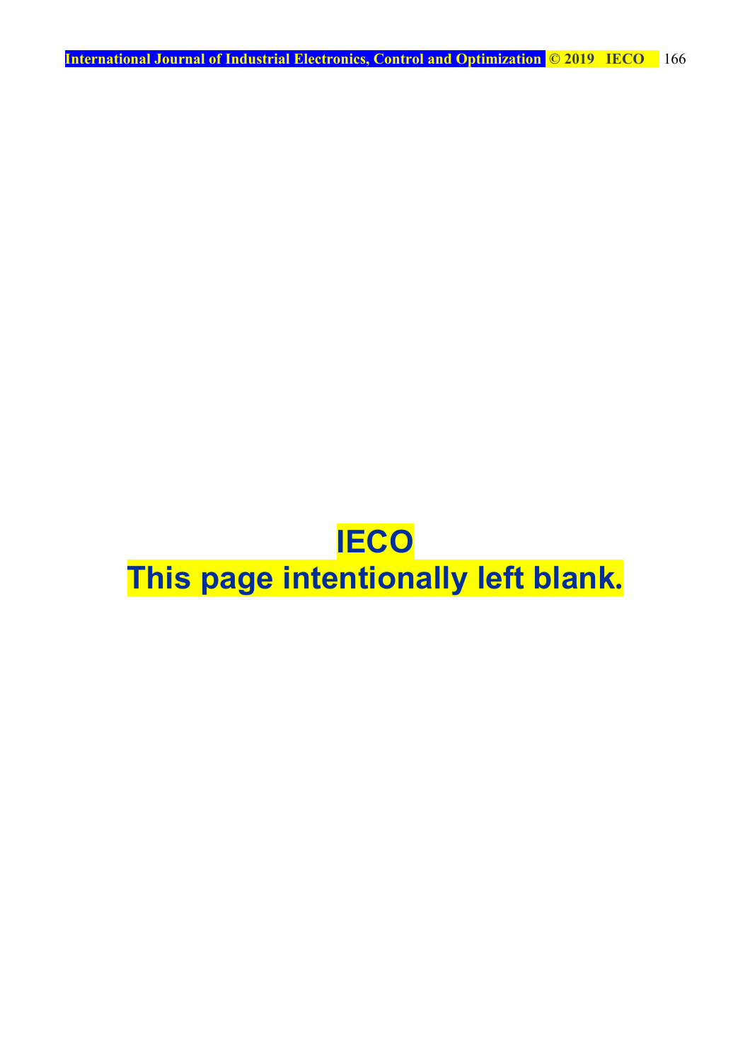IECO

This page intentionally left blank.